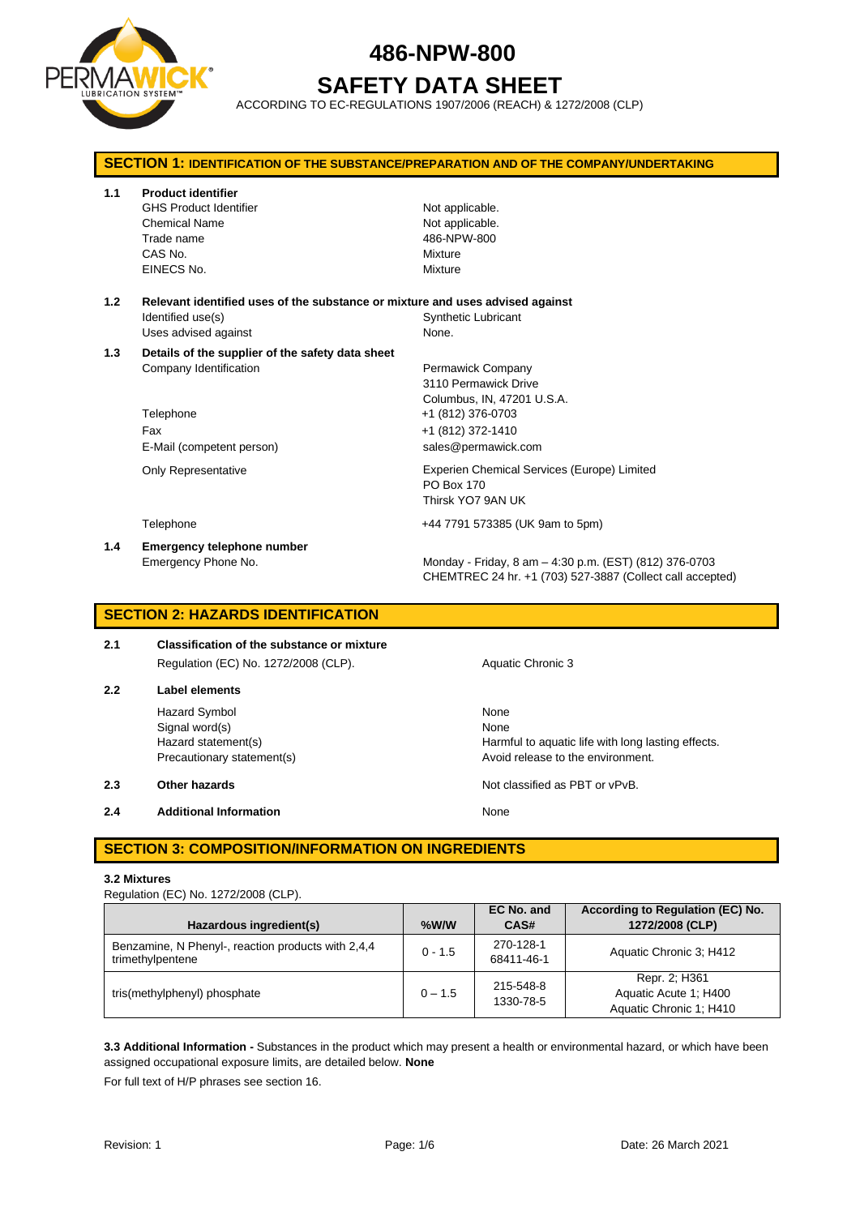# 486-NPW-800

# SAFETY DATA SHEET

ACCORDING TO EC-REGULATIONS 1907/2006 (REACH) & 1272/2008 (CLP)

## SECTION 1: IDENTIFICATION OF THE SUBSTANCE/PREPARATION AND OF THE COMPANY/UNDERTAKING

**1.1 Product identifier**

| | |
|---|---|
| GHS Product Identifier | Not applicable. |
| Chemical Name | Not applicable. |
| Trade name | 486-NPW-800 |
| CAS No. | Mixture |
| EINECS No. | Mixture |

**1.2 Relevant identified uses of the substance or mixture and uses advised against**

| | |
|---|---|
| Identified use(s) | Synthetic Lubricant |
| Uses advised against | None. |

**1.3 Details of the supplier of the safety data sheet**

| | |
|---|---|
| Company Identification | Permawick Company<br>3110 Permawick Drive<br>Columbus, IN, 47201 U.S.A. |
| Telephone | +1 (812) 376-0703 |
| Fax | +1 (812) 372-1410 |
| E-Mail (competent person) | sales@permawick.com |
| Only Representative | Experien Chemical Services (Europe) Limited<br>PO Box 170<br>Thirsk YO7 9AN UK |
| Telephone | +44 7791 573385 (UK 9am to 5pm) |

**1.4 Emergency telephone number**

| | |
|---|---|
| Emergency Phone No. | Monday - Friday, 8 am – 4:30 p.m. (EST) (812) 376-0703<br>CHEMTREC 24 hr. +1 (703) 527-3887 (Collect call accepted) |

## SECTION 2: HAZARDS IDENTIFICATION

**2.1 Classification of the substance or mixture**

| | |
|---|---|
| Regulation (EC) No. 1272/2008 (CLP). | Aquatic Chronic 3 |

**2.2 Label elements**

| | |
|---|---|
| Hazard Symbol | None |
| Signal word(s) | None |
| Hazard statement(s) | Harmful to aquatic life with long lasting effects. |
| Precautionary statement(s) | Avoid release to the environment. |

**2.3 Other hazards** — Not classified as PBT or vPvB.

**2.4 Additional Information** — None

## SECTION 3: COMPOSITION/INFORMATION ON INGREDIENTS

**3.2 Mixtures**

Regulation (EC) No. 1272/2008 (CLP).

| Hazardous ingredient(s) | %W/W | EC No. and CAS# | According to Regulation (EC) No. 1272/2008 (CLP) |
|---|---|---|---|
| Benzamine, N Phenyl-, reaction products with 2,4,4 trimethylpentene | 0 - 1.5 | 270-128-1<br>68411-46-1 | Aquatic Chronic 3; H412 |
| tris(methylphenyl) phosphate | 0 – 1.5 | 215-548-8<br>1330-78-5 | Repr. 2; H361<br>Aquatic Acute 1; H400<br>Aquatic Chronic 1; H410 |

**3.3 Additional Information -** Substances in the product which may present a health or environmental hazard, or which have been assigned occupational exposure limits, are detailed below. **None**

For full text of H/P phrases see section 16.

Revision: 1 | Date: 26 March 2021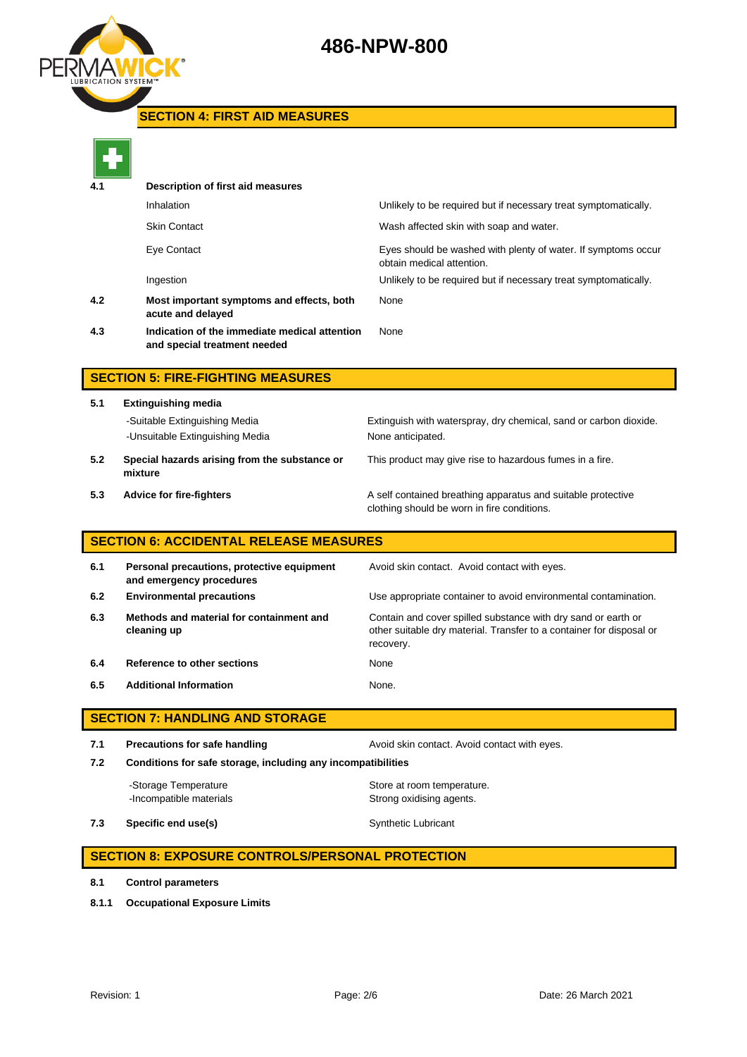## SECTION 4: FIRST AID MEASURES

| | | |
|---|---|---|
| **4.1** | **Description of first aid measures** | |
| | Inhalation | Unlikely to be required but if necessary treat symptomatically. |
| | Skin Contact | Wash affected skin with soap and water. |
| | Eye Contact | Eyes should be washed with plenty of water. If symptoms occur obtain medical attention. |
| | Ingestion | Unlikely to be required but if necessary treat symptomatically. |
| **4.2** | **Most important symptoms and effects, both acute and delayed** | None |
| **4.3** | **Indication of the immediate medical attention and special treatment needed** | None |

## SECTION 5: FIRE-FIGHTING MEASURES

| | | |
|---|---|---|
| **5.1** | **Extinguishing media** | |
| | -Suitable Extinguishing Media | Extinguish with waterspray, dry chemical, sand or carbon dioxide. |
| | -Unsuitable Extinguishing Media | None anticipated. |
| **5.2** | **Special hazards arising from the substance or mixture** | This product may give rise to hazardous fumes in a fire. |
| **5.3** | **Advice for fire-fighters** | A self contained breathing apparatus and suitable protective clothing should be worn in fire conditions. |

## SECTION 6: ACCIDENTAL RELEASE MEASURES

| | | |
|---|---|---|
| **6.1** | **Personal precautions, protective equipment and emergency procedures** | Avoid skin contact. Avoid contact with eyes. |
| **6.2** | **Environmental precautions** | Use appropriate container to avoid environmental contamination. |
| **6.3** | **Methods and material for containment and cleaning up** | Contain and cover spilled substance with dry sand or earth or other suitable dry material. Transfer to a container for disposal or recovery. |
| **6.4** | **Reference to other sections** | None |
| **6.5** | **Additional Information** | None. |

## SECTION 7: HANDLING AND STORAGE

| | | |
|---|---|---|
| **7.1** | **Precautions for safe handling** | Avoid skin contact. Avoid contact with eyes. |
| **7.2** | **Conditions for safe storage, including any incompatibilities** | |
| | -Storage Temperature | Store at room temperature. |
| | -Incompatible materials | Strong oxidising agents. |
| **7.3** | **Specific end use(s)** | Synthetic Lubricant |

## SECTION 8: EXPOSURE CONTROLS/PERSONAL PROTECTION

**8.1** **Control parameters**

**8.1.1** **Occupational Exposure Limits**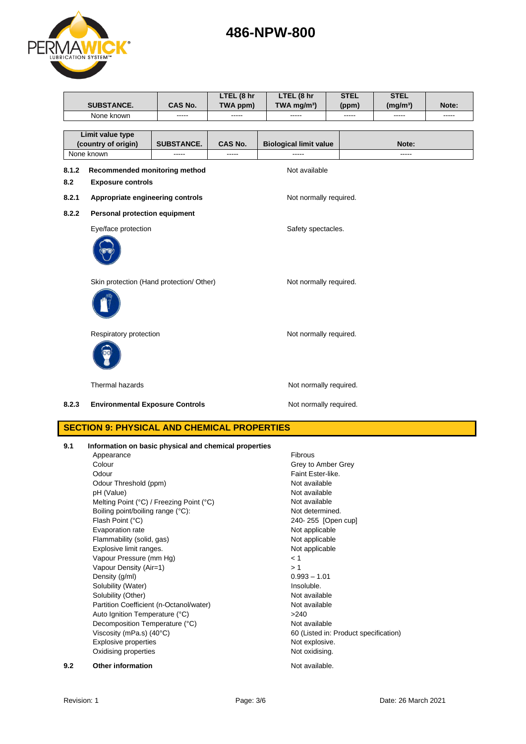| SUBSTANCE. | CAS No. | LTEL (8 hr TWA ppm) | LTEL (8 hr TWA mg/m³) | STEL (ppm) | STEL (mg/m³) | Note: |
|---|---|---|---|---|---|---|
| None known | ----- | ----- | ----- | ----- | ----- | ----- |

| Limit value type (country of origin) | SUBSTANCE. | CAS No. | Biological limit value | Note: |
|---|---|---|---|---|
| None known | ----- | ----- | ----- | ----- |

**8.1.2 Recommended monitoring method** — Not available

**8.2 Exposure controls**

**8.2.1 Appropriate engineering controls** — Not normally required.

**8.2.2 Personal protection equipment**

Eye/face protection — Safety spectacles.

Skin protection (Hand protection/ Other) — Not normally required.

Respiratory protection — Not normally required.

Thermal hazards — Not normally required.

**8.2.3 Environmental Exposure Controls** — Not normally required.

## SECTION 9: PHYSICAL AND CHEMICAL PROPERTIES

**9.1 Information on basic physical and chemical properties**

| Property | Value |
|---|---|
| Appearance | Fibrous |
| Colour | Grey to Amber Grey |
| Odour | Faint Ester-like. |
| Odour Threshold (ppm) | Not available |
| pH (Value) | Not available |
| Melting Point (°C) / Freezing Point (°C) | Not available |
| Boiling point/boiling range (°C): | Not determined. |
| Flash Point (°C) | 240- 255 [Open cup] |
| Evaporation rate | Not applicable |
| Flammability (solid, gas) | Not applicable |
| Explosive limit ranges. | Not applicable |
| Vapour Pressure (mm Hg) | < 1 |
| Vapour Density (Air=1) | > 1 |
| Density (g/ml) | 0.993 – 1.01 |
| Solubility (Water) | Insoluble. |
| Solubility (Other) | Not available |
| Partition Coefficient (n-Octanol/water) | Not available |
| Auto Ignition Temperature (°C) | >240 |
| Decomposition Temperature (°C) | Not available |
| Viscosity (mPa.s) (40°C) | 60 (Listed in: Product specification) |
| Explosive properties | Not explosive. |
| Oxidising properties | Not oxidising. |

**9.2 Other information** — Not available.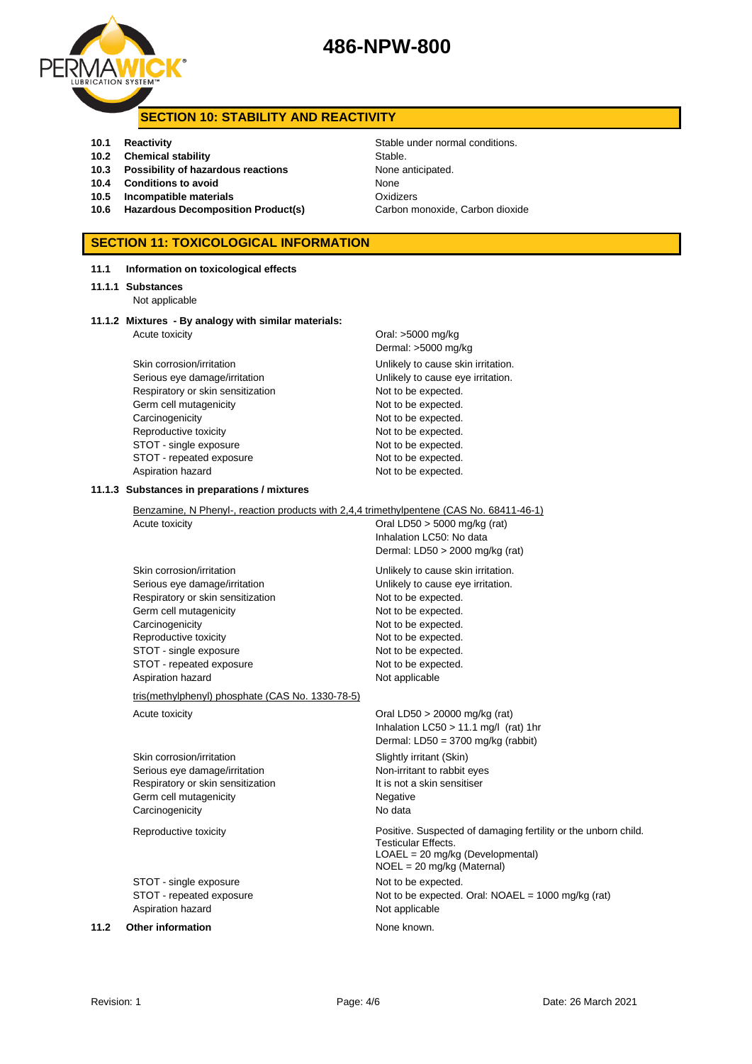# 486-NPW-800

## SECTION 10: STABILITY AND REACTIVITY

| | | |
|---|---|---|
| **10.1** | **Reactivity** | Stable under normal conditions. |
| **10.2** | **Chemical stability** | Stable. |
| **10.3** | **Possibility of hazardous reactions** | None anticipated. |
| **10.4** | **Conditions to avoid** | None |
| **10.5** | **Incompatible materials** | Oxidizers |
| **10.6** | **Hazardous Decomposition Product(s)** | Carbon monoxide, Carbon dioxide |

## SECTION 11: TOXICOLOGICAL INFORMATION

**11.1 Information on toxicological effects**

**11.1.1 Substances**

Not applicable

**11.1.2 Mixtures - By analogy with similar materials:**

| | |
|---|---|
| Acute toxicity | Oral: >5000 mg/kg<br>Dermal: >5000 mg/kg |
| Skin corrosion/irritation | Unlikely to cause skin irritation. |
| Serious eye damage/irritation | Unlikely to cause eye irritation. |
| Respiratory or skin sensitization | Not to be expected. |
| Germ cell mutagenicity | Not to be expected. |
| Carcinogenicity | Not to be expected. |
| Reproductive toxicity | Not to be expected. |
| STOT - single exposure | Not to be expected. |
| STOT - repeated exposure | Not to be expected. |
| Aspiration hazard | Not to be expected. |

**11.1.3 Substances in preparations / mixtures**

Benzamine, N Phenyl-, reaction products with 2,4,4 trimethylpentene (CAS No. 68411-46-1)

| | |
|---|---|
| Acute toxicity | Oral LD50 > 5000 mg/kg (rat)<br>Inhalation LC50: No data<br>Dermal: LD50 > 2000 mg/kg (rat) |
| Skin corrosion/irritation | Unlikely to cause skin irritation. |
| Serious eye damage/irritation | Unlikely to cause eye irritation. |
| Respiratory or skin sensitization | Not to be expected. |
| Germ cell mutagenicity | Not to be expected. |
| Carcinogenicity | Not to be expected. |
| Reproductive toxicity | Not to be expected. |
| STOT - single exposure | Not to be expected. |
| STOT - repeated exposure | Not to be expected. |
| Aspiration hazard | Not applicable |

tris(methylphenyl) phosphate (CAS No. 1330-78-5)

| | |
|---|---|
| Acute toxicity | Oral LD50 > 20000 mg/kg (rat)<br>Inhalation LC50 > 11.1 mg/l (rat) 1hr<br>Dermal: LD50 = 3700 mg/kg (rabbit) |
| Skin corrosion/irritation | Slightly irritant (Skin) |
| Serious eye damage/irritation | Non-irritant to rabbit eyes |
| Respiratory or skin sensitization | It is not a skin sensitiser |
| Germ cell mutagenicity | Negative |
| Carcinogenicity | No data |
| Reproductive toxicity | Positive. Suspected of damaging fertility or the unborn child.<br>Testicular Effects.<br>LOAEL = 20 mg/kg (Developmental)<br>NOEL = 20 mg/kg (Maternal) |
| STOT - single exposure | Not to be expected. |
| STOT - repeated exposure | Not to be expected. Oral: NOAEL = 1000 mg/kg (rat) |
| Aspiration hazard | Not applicable |

**11.2 Other information** None known.

Revision: 1 Date: 26 March 2021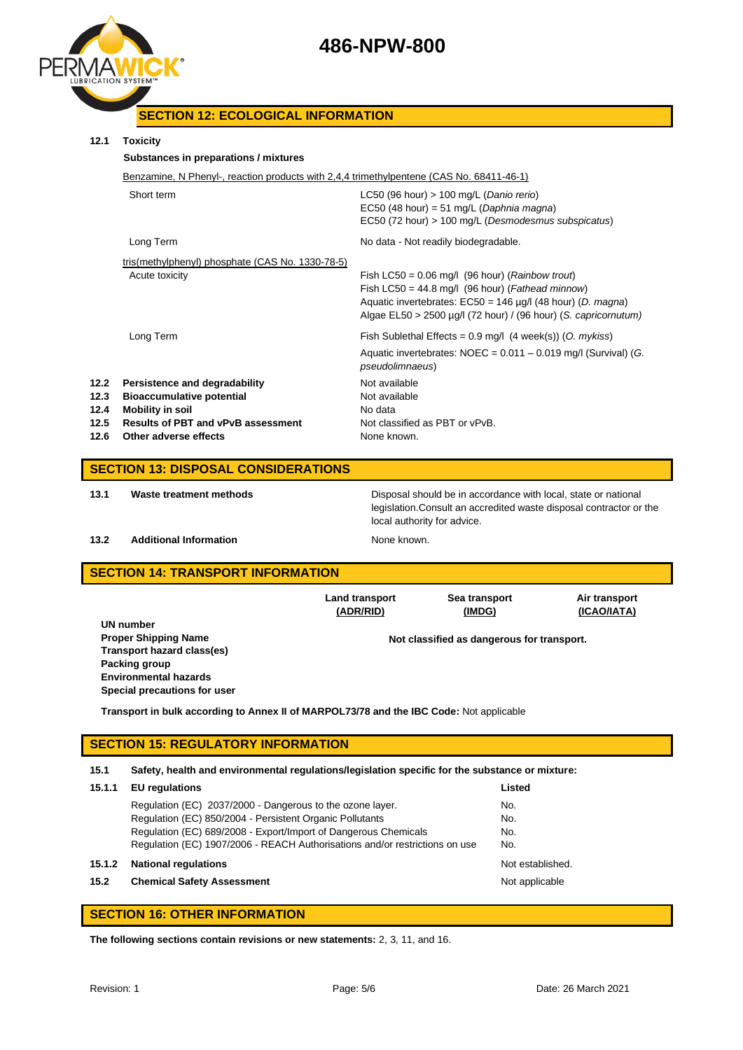# 486-NPW-800

## SECTION 12: ECOLOGICAL INFORMATION

**12.1 Toxicity**

**Substances in preparations / mixtures**

Benzamine, N Phenyl-, reaction products with 2,4,4 trimethylpentene (CAS No. 68411-46-1)

| | |
|---|---|
| Short term | LC50 (96 hour) > 100 mg/L (*Danio rerio*)<br>EC50 (48 hour) = 51 mg/L (*Daphnia magna*)<br>EC50 (72 hour) > 100 mg/L (*Desmodesmus subspicatus*) |
| Long Term | No data - Not readily biodegradable. |

tris(methylphenyl) phosphate (CAS No. 1330-78-5)

| | |
|---|---|
| Acute toxicity | Fish LC50 = 0.06 mg/l (96 hour) (*Rainbow trout*)<br>Fish LC50 = 44.8 mg/l (96 hour) (*Fathead minnow*)<br>Aquatic invertebrates: EC50 = 146 µg/l (48 hour) (*D. magna*)<br>Algae EL50 > 2500 µg/l (72 hour) / (96 hour) (*S. capricornutum*) |
| Long Term | Fish Sublethal Effects = 0.9 mg/l (4 week(s)) (*O. mykiss*)<br>Aquatic invertebrates: NOEC = 0.011 – 0.019 mg/l (Survival) (*G. pseudolimnaeus*) |

| | | |
|---|---|---|
| **12.2** | **Persistence and degradability** | Not available |
| **12.3** | **Bioaccumulative potential** | Not available |
| **12.4** | **Mobility in soil** | No data |
| **12.5** | **Results of PBT and vPvB assessment** | Not classified as PBT or vPvB. |
| **12.6** | **Other adverse effects** | None known. |

## SECTION 13: DISPOSAL CONSIDERATIONS

| | | |
|---|---|---|
| **13.1** | **Waste treatment methods** | Disposal should be in accordance with local, state or national legislation.Consult an accredited waste disposal contractor or the local authority for advice. |
| **13.2** | **Additional Information** | None known. |

## SECTION 14: TRANSPORT INFORMATION

| | Land transport (ADR/RID) | Sea transport (IMDG) | Air transport (ICAO/IATA) |
|---|---|---|---|
| **UN number**<br>**Proper Shipping Name**<br>**Transport hazard class(es)**<br>**Packing group**<br>**Environmental hazards**<br>**Special precautions for user** | **Not classified as dangerous for transport.** | | |

**Transport in bulk according to Annex II of MARPOL73/78 and the IBC Code:** Not applicable

## SECTION 15: REGULATORY INFORMATION

**15.1 Safety, health and environmental regulations/legislation specific for the substance or mixture:**

| | | |
|---|---|---|
| **15.1.1** | **EU regulations** | **Listed** |
| | Regulation (EC) 2037/2000 - Dangerous to the ozone layer. | No. |
| | Regulation (EC) 850/2004 - Persistent Organic Pollutants | No. |
| | Regulation (EC) 689/2008 - Export/Import of Dangerous Chemicals | No. |
| | Regulation (EC) 1907/2006 - REACH Authorisations and/or restrictions on use | No. |
| **15.1.2** | **National regulations** | Not established. |
| **15.2** | **Chemical Safety Assessment** | Not applicable |

## SECTION 16: OTHER INFORMATION

**The following sections contain revisions or new statements:** 2, 3, 11, and 16.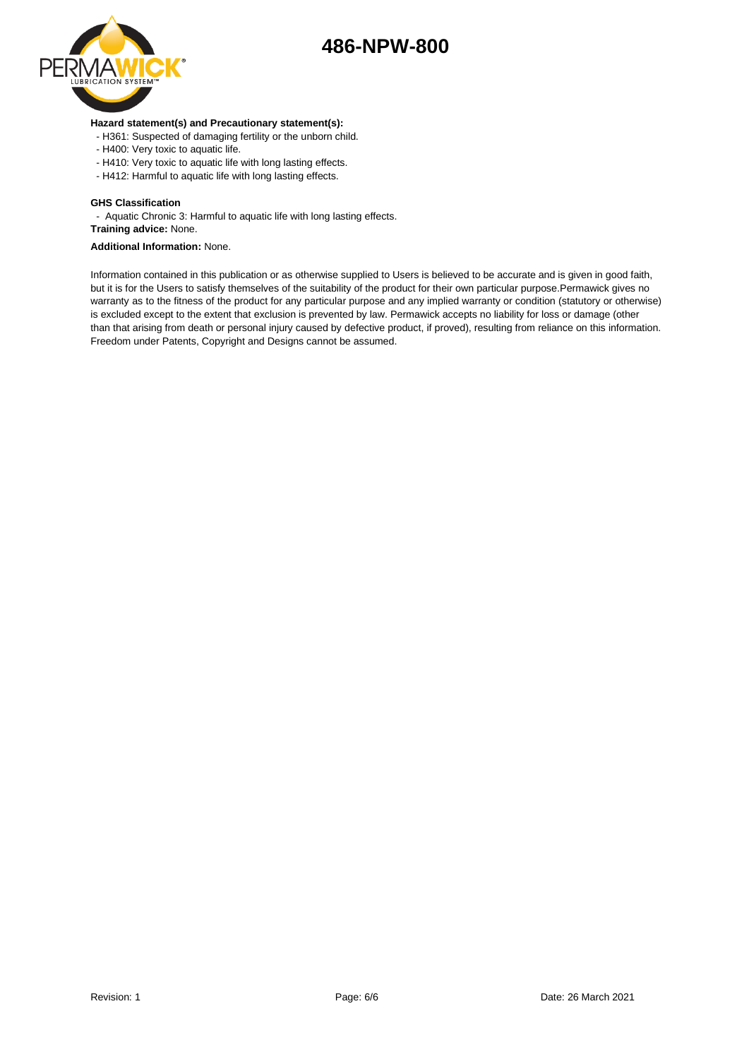**Hazard statement(s) and Precautionary statement(s):**

- H361: Suspected of damaging fertility or the unborn child.
- H400: Very toxic to aquatic life.
- H410: Very toxic to aquatic life with long lasting effects.
- H412: Harmful to aquatic life with long lasting effects.

**GHS Classification**

- Aquatic Chronic 3: Harmful to aquatic life with long lasting effects.

**Training advice:** None.

**Additional Information:** None.

Information contained in this publication or as otherwise supplied to Users is believed to be accurate and is given in good faith, but it is for the Users to satisfy themselves of the suitability of the product for their own particular purpose.Permawick gives no warranty as to the fitness of the product for any particular purpose and any implied warranty or condition (statutory or otherwise) is excluded except to the extent that exclusion is prevented by law. Permawick accepts no liability for loss or damage (other than that arising from death or personal injury caused by defective product, if proved), resulting from reliance on this information. Freedom under Patents, Copyright and Designs cannot be assumed.